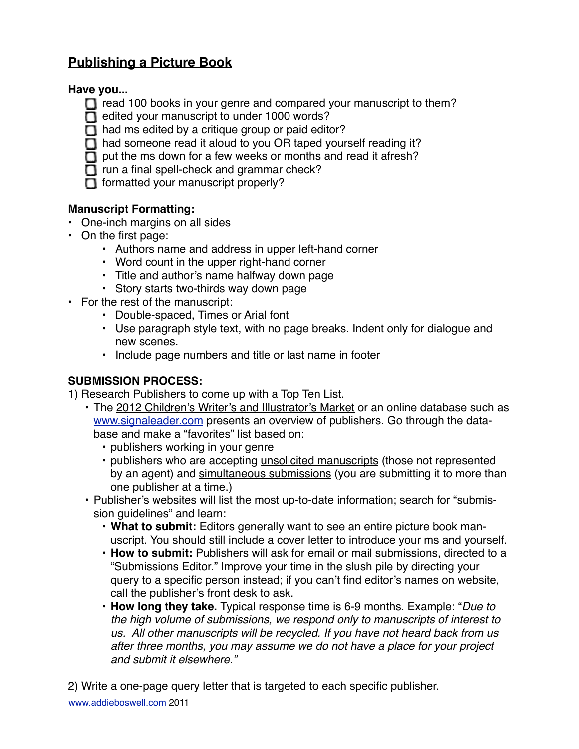# Publishing a Picture Book

**Have you...**

- [ ] read 100 books in your genre and compared your manuscript to them?
- [ ] edited your manuscript to under 1000 words?
- [ ] had ms edited by a critique group or paid editor?
- [ ] had someone read it aloud to you OR taped yourself reading it?
- [ ] put the ms down for a few weeks or months and read it afresh?
- [ ] run a final spell-check and grammar check?
- [ ] formatted your manuscript properly?

**Manuscript Formatting:**

- One-inch margins on all sides
- On the first page:
    - Authors name and address in upper left-hand corner
    - Word count in the upper right-hand corner
    - Title and author's name halfway down page
    - Story starts two-thirds way down page
- For the rest of the manuscript:
    - Double-spaced, Times or Arial font
    - Use paragraph style text, with no page breaks. Indent only for dialogue and new scenes.
    - Include page numbers and title or last name in footer

**SUBMISSION PROCESS:**

1) Research Publishers to come up with a Top Ten List.

- The <u>2012 Children's Writer's and Illustrator's Market</u> or an online database such as [www.signaleader.com](http://www.signaleader.com) presents an overview of publishers. Go through the database and make a "favorites" list based on:
    - publishers working in your genre
    - publishers who are accepting <u>unsolicited manuscripts</u> (those not represented by an agent) and <u>simultaneous submissions</u> (you are submitting it to more than one publisher at a time.)
- Publisher's websites will list the most up-to-date information; search for "submission guidelines" and learn:
    - **What to submit:** Editors generally want to see an entire picture book manuscript. You should still include a cover letter to introduce your ms and yourself.
    - **How to submit:** Publishers will ask for email or mail submissions, directed to a "Submissions Editor." Improve your time in the slush pile by directing your query to a specific person instead; if you can't find editor's names on website, call the publisher's front desk to ask.
    - **How long they take.** Typical response time is 6-9 months. Example: "*Due to the high volume of submissions, we respond only to manuscripts of interest to us. All other manuscripts will be recycled. If you have not heard back from us after three months, you may assume we do not have a place for your project and submit it elsewhere.*"

2) Write a one-page query letter that is targeted to each specific publisher.

[www.addieboswell.com](http://www.addieboswell.com) 2011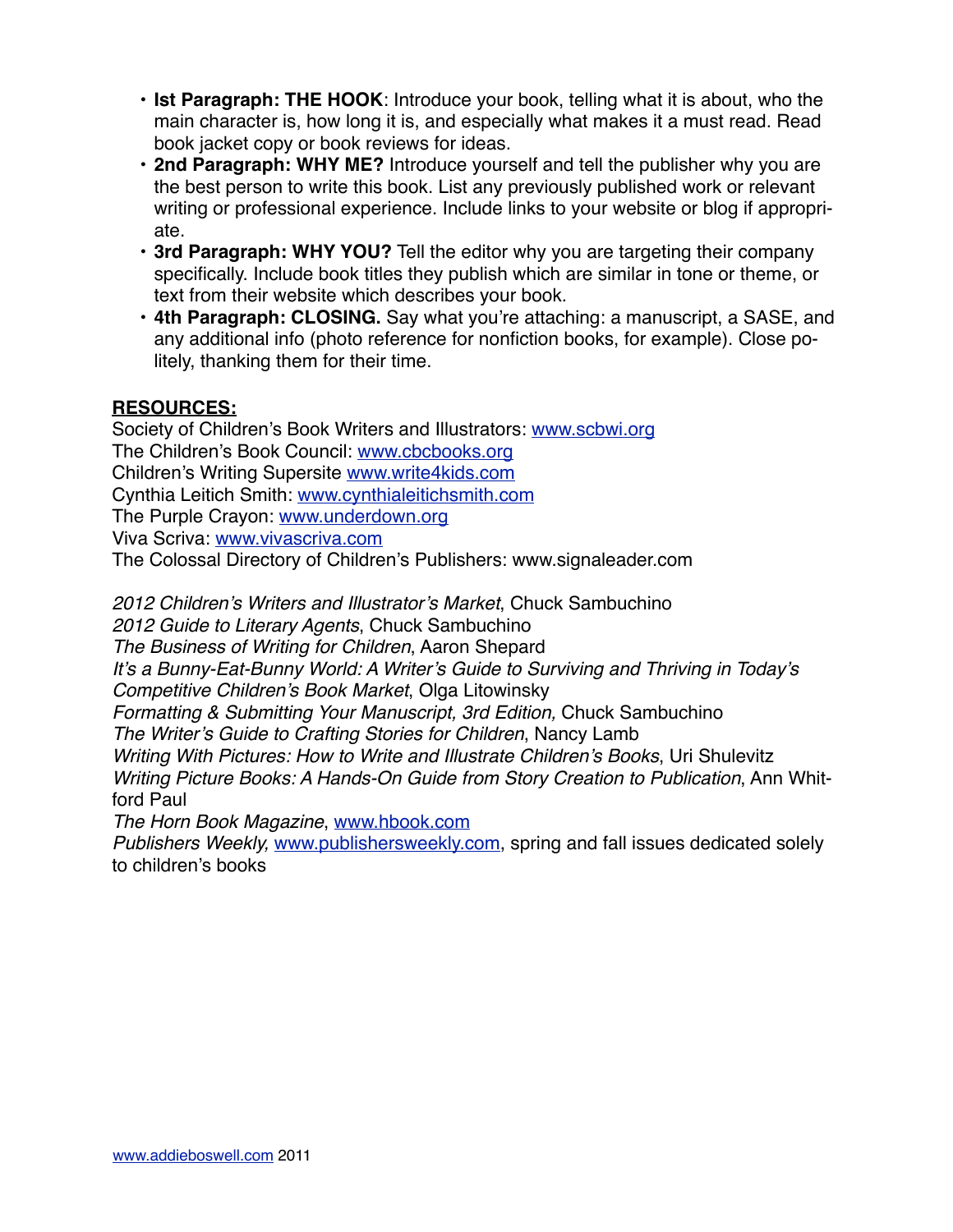- **Ist Paragraph: THE HOOK**: Introduce your book, telling what it is about, who the main character is, how long it is, and especially what makes it a must read. Read book jacket copy or book reviews for ideas.
- **2nd Paragraph: WHY ME?** Introduce yourself and tell the publisher why you are the best person to write this book. List any previously published work or relevant writing or professional experience. Include links to your website or blog if appropriate.
- **3rd Paragraph: WHY YOU?** Tell the editor why you are targeting their company specifically. Include book titles they publish which are similar in tone or theme, or text from their website which describes your book.
- **4th Paragraph: CLOSING.** Say what you're attaching: a manuscript, a SASE, and any additional info (photo reference for nonfiction books, for example). Close politely, thanking them for their time.

**RESOURCES:**

Society of Children's Book Writers and Illustrators: www.scbwi.org
The Children's Book Council: www.cbcbooks.org
Children's Writing Supersite www.write4kids.com
Cynthia Leitich Smith: www.cynthialeitichsmith.com
The Purple Crayon: www.underdown.org
Viva Scriva: www.vivascriva.com
The Colossal Directory of Children's Publishers: www.signaleader.com

*2012 Children's Writers and Illustrator's Market*, Chuck Sambuchino
*2012 Guide to Literary Agents*, Chuck Sambuchino
*The Business of Writing for Children*, Aaron Shepard
*It's a Bunny-Eat-Bunny World: A Writer's Guide to Surviving and Thriving in Today's Competitive Children's Book Market*, Olga Litowinsky
*Formatting & Submitting Your Manuscript, 3rd Edition,* Chuck Sambuchino
*The Writer's Guide to Crafting Stories for Children*, Nancy Lamb
*Writing With Pictures: How to Write and Illustrate Children's Books*, Uri Shulevitz
*Writing Picture Books: A Hands-On Guide from Story Creation to Publication*, Ann Whitford Paul
*The Horn Book Magazine*, www.hbook.com
*Publishers Weekly,* www.publishersweekly.com, spring and fall issues dedicated solely to children's books

www.addieboswell.com 2011